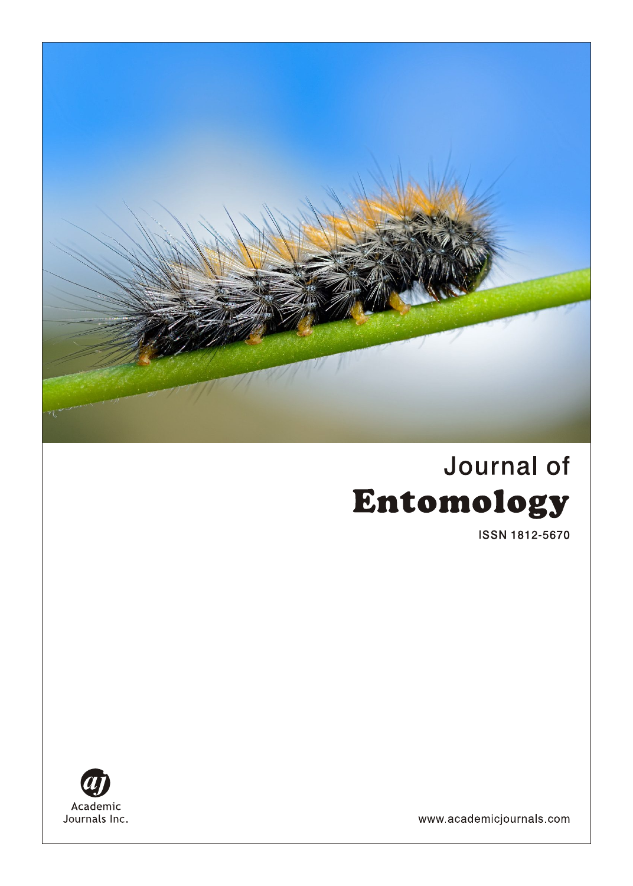# Journal of
# Entomology

ISSN 1812-5670

Academic
Journals Inc.

www.academicjournals.com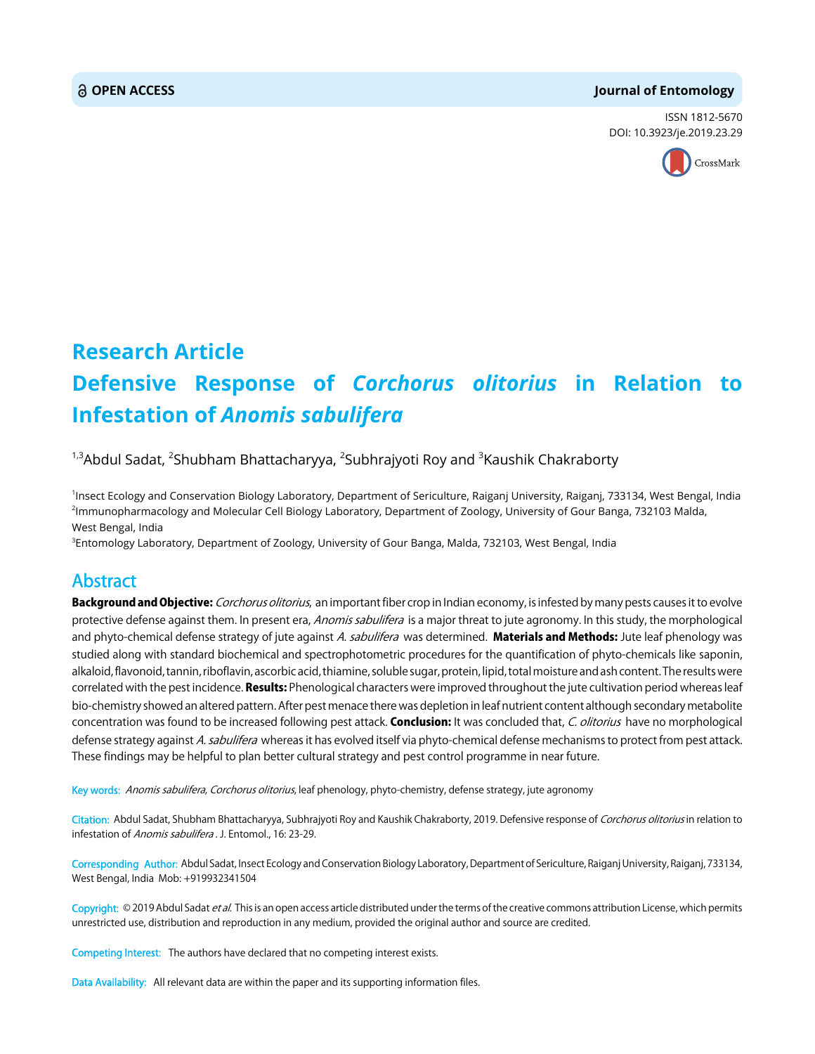**OPEN ACCESS**

**Journal of Entomology**

ISSN 1812-5670
DOI: 10.3923/je.2019.23.29

# Research Article

# Defensive Response of *Corchorus olitorius* in Relation to Infestation of *Anomis sabulifera*

[1,3]Abdul Sadat, [2]Shubham Bhattacharyya, [2]Subhrajyoti Roy and [3]Kaushik Chakraborty

[1]Insect Ecology and Conservation Biology Laboratory, Department of Sericulture, Raiganj University, Raiganj, 733134, West Bengal, India
[2]Immunopharmacology and Molecular Cell Biology Laboratory, Department of Zoology, University of Gour Banga, 732103 Malda, West Bengal, India
[3]Entomology Laboratory, Department of Zoology, University of Gour Banga, Malda, 732103, West Bengal, India

## Abstract

**Background and Objective:** *Corchorus olitorius*, an important fiber crop in Indian economy, is infested by many pests causes it to evolve protective defense against them. In present era, *Anomis sabulifera* is a major threat to jute agronomy. In this study, the morphological and phyto-chemical defense strategy of jute against *A. sabulifera* was determined. **Materials and Methods:** Jute leaf phenology was studied along with standard biochemical and spectrophotometric procedures for the quantification of phyto-chemicals like saponin, alkaloid, flavonoid, tannin, riboflavin, ascorbic acid, thiamine, soluble sugar, protein, lipid, total moisture and ash content. The results were correlated with the pest incidence. **Results:** Phenological characters were improved throughout the jute cultivation period whereas leaf bio-chemistry showed an altered pattern. After pest menace there was depletion in leaf nutrient content although secondary metabolite concentration was found to be increased following pest attack. **Conclusion:** It was concluded that, *C. olitorius* have no morphological defense strategy against *A. sabulifera* whereas it has evolved itself via phyto-chemical defense mechanisms to protect from pest attack. These findings may be helpful to plan better cultural strategy and pest control programme in near future.

**Key words:** *Anomis sabulifera*, *Corchorus olitorius*, leaf phenology, phyto-chemistry, defense strategy, jute agronomy

**Citation:** Abdul Sadat, Shubham Bhattacharyya, Subhrajyoti Roy and Kaushik Chakraborty, 2019. Defensive response of *Corchorus olitorius* in relation to infestation of *Anomis sabulifera*. J. Entomol., 16: 23-29.

**Corresponding Author:** Abdul Sadat, Insect Ecology and Conservation Biology Laboratory, Department of Sericulture, Raiganj University, Raiganj, 733134, West Bengal, India Mob: +919932341504

**Copyright:** © 2019 Abdul Sadat *et al.* This is an open access article distributed under the terms of the creative commons attribution License, which permits unrestricted use, distribution and reproduction in any medium, provided the original author and source are credited.

**Competing Interest:** The authors have declared that no competing interest exists.

**Data Availability:** All relevant data are within the paper and its supporting information files.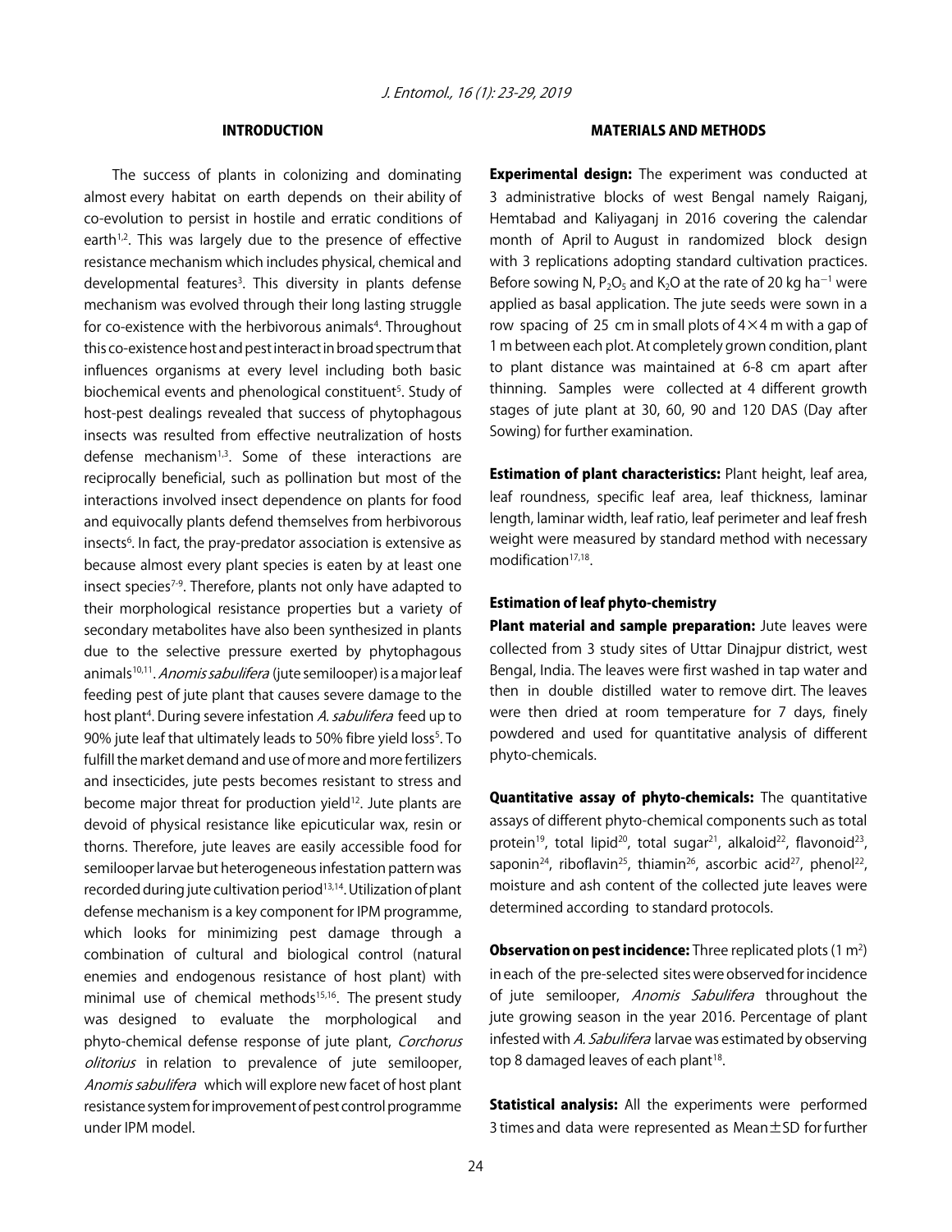## INTRODUCTION

The success of plants in colonizing and dominating almost every habitat on earth depends on their ability of co-evolution to persist in hostile and erratic conditions of earth[1,2]. This was largely due to the presence of effective resistance mechanism which includes physical, chemical and developmental features[3]. This diversity in plants defense mechanism was evolved through their long lasting struggle for co-existence with the herbivorous animals[4]. Throughout this co-existence host and pest interact in broad spectrum that influences organisms at every level including both basic biochemical events and phenological constituent[5]. Study of host-pest dealings revealed that success of phytophagous insects was resulted from effective neutralization of hosts defense mechanism[1,3]. Some of these interactions are reciprocally beneficial, such as pollination but most of the interactions involved insect dependence on plants for food and equivocally plants defend themselves from herbivorous insects[6]. In fact, the pray-predator association is extensive as because almost every plant species is eaten by at least one insect species[7-9]. Therefore, plants not only have adapted to their morphological resistance properties but a variety of secondary metabolites have also been synthesized in plants due to the selective pressure exerted by phytophagous animals[10,11]. *Anomis sabulifera* (jute semilooper) is a major leaf feeding pest of jute plant that causes severe damage to the host plant[4]. During severe infestation *A. sabulifera* feed up to 90% jute leaf that ultimately leads to 50% fibre yield loss[5]. To fulfill the market demand and use of more and more fertilizers and insecticides, jute pests becomes resistant to stress and become major threat for production yield[12]. Jute plants are devoid of physical resistance like epicuticular wax, resin or thorns. Therefore, jute leaves are easily accessible food for semilooper larvae but heterogeneous infestation pattern was recorded during jute cultivation period[13,14]. Utilization of plant defense mechanism is a key component for IPM programme, which looks for minimizing pest damage through a combination of cultural and biological control (natural enemies and endogenous resistance of host plant) with minimal use of chemical methods[15,16]. The present study was designed to evaluate the morphological and phyto-chemical defense response of jute plant, *Corchorus olitorius* in relation to prevalence of jute semilooper, *Anomis sabulifera* which will explore new facet of host plant resistance system for improvement of pest control programme under IPM model.

## MATERIALS AND METHODS

**Experimental design:** The experiment was conducted at 3 administrative blocks of west Bengal namely Raiganj, Hemtabad and Kaliyaganj in 2016 covering the calendar month of April to August in randomized block design with 3 replications adopting standard cultivation practices. Before sowing N, $P_2O_5$ and $K_2O$ at the rate of 20 kg $ha^{-1}$ were applied as basal application. The jute seeds were sown in a row spacing of 25 cm in small plots of 4$\times$4 m with a gap of 1 m between each plot. At completely grown condition, plant to plant distance was maintained at 6-8 cm apart after thinning. Samples were collected at 4 different growth stages of jute plant at 30, 60, 90 and 120 DAS (Day after Sowing) for further examination.

**Estimation of plant characteristics:** Plant height, leaf area, leaf roundness, specific leaf area, leaf thickness, laminar length, laminar width, leaf ratio, leaf perimeter and leaf fresh weight were measured by standard method with necessary modification[17,18].

### Estimation of leaf phyto-chemistry

**Plant material and sample preparation:** Jute leaves were collected from 3 study sites of Uttar Dinajpur district, west Bengal, India. The leaves were first washed in tap water and then in double distilled water to remove dirt. The leaves were then dried at room temperature for 7 days, finely powdered and used for quantitative analysis of different phyto-chemicals.

**Quantitative assay of phyto-chemicals:** The quantitative assays of different phyto-chemical components such as total protein[19], total lipid[20], total sugar[21], alkaloid[22], flavonoid[23], saponin[24], riboflavin[25], thiamin[26], ascorbic acid[27], phenol[22], moisture and ash content of the collected jute leaves were determined according to standard protocols.

**Observation on pest incidence:** Three replicated plots (1 $m^2$) in each of the pre-selected sites were observed for incidence of jute semilooper, *Anomis Sabulifera* throughout the jute growing season in the year 2016. Percentage of plant infested with *A. Sabulifera* larvae was estimated by observing top 8 damaged leaves of each plant[18].

**Statistical analysis:** All the experiments were performed 3 times and data were represented as Mean$\pm$SD for further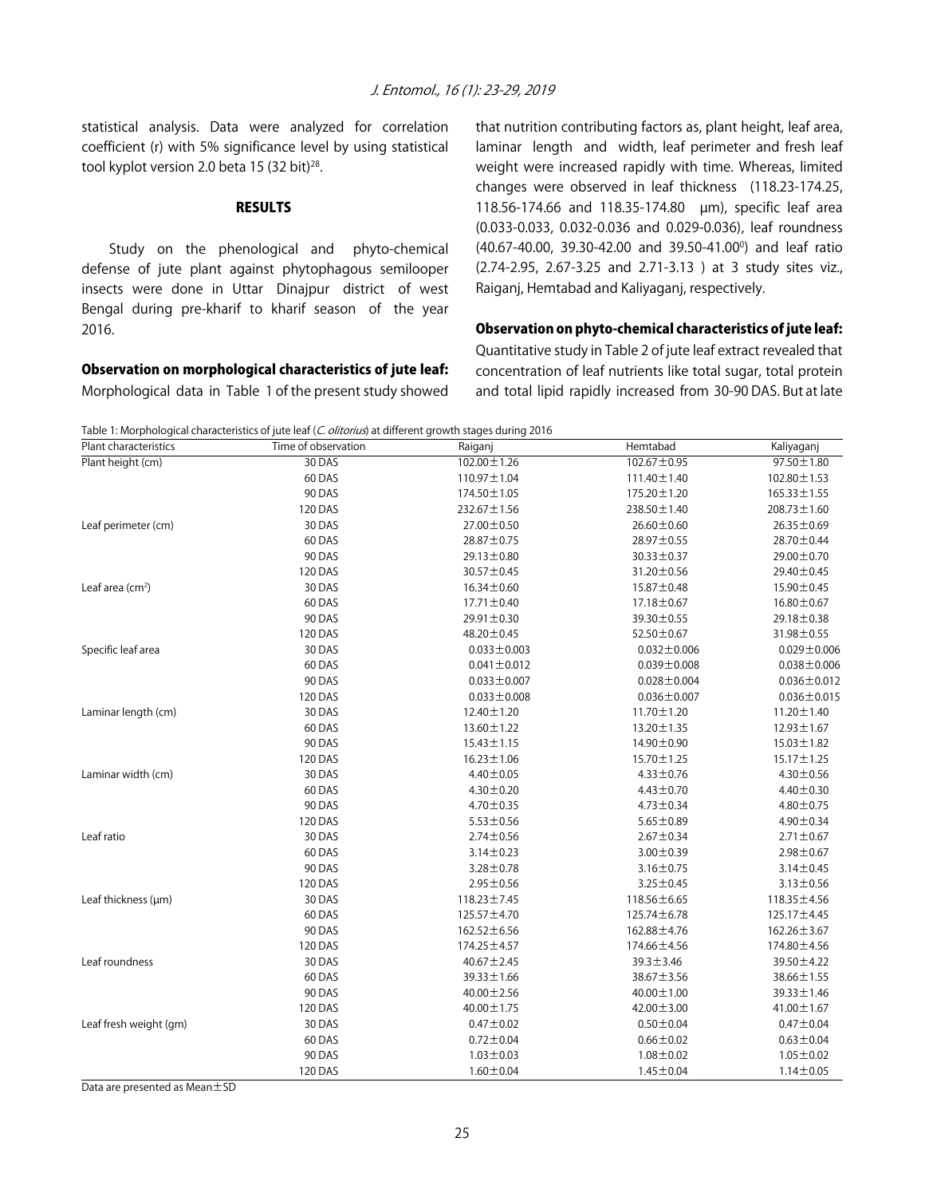statistical analysis. Data were analyzed for correlation coefficient (r) with 5% significance level by using statistical tool kyplot version 2.0 beta 15 (32 bit)[28].

## RESULTS

Study on the phenological and phyto-chemical defense of jute plant against phytophagous semilooper insects were done in Uttar Dinajpur district of west Bengal during pre-kharif to kharif season of the year 2016.

### Observation on morphological characteristics of jute leaf:

Morphological data in Table 1 of the present study showed that nutrition contributing factors as, plant height, leaf area, laminar length and width, leaf perimeter and fresh leaf weight were increased rapidly with time. Whereas, limited changes were observed in leaf thickness (118.23-174.25, 118.56-174.66 and 118.35-174.80 µm), specific leaf area (0.033-0.033, 0.032-0.036 and 0.029-0.036), leaf roundness (40.67-40.00, 39.30-42.00 and 39.50-41.00$^0$) and leaf ratio (2.74-2.95, 2.67-3.25 and 2.71-3.13 ) at 3 study sites viz., Raiganj, Hemtabad and Kaliyaganj, respectively.

### Observation on phyto-chemical characteristics of jute leaf:

Quantitative study in Table 2 of jute leaf extract revealed that concentration of leaf nutrients like total sugar, total protein and total lipid rapidly increased from 30-90 DAS. But at late

Table 1: Morphological characteristics of jute leaf (*C. olitorius*) at different growth stages during 2016

| Plant characteristics | Time of observation | Raiganj | Hemtabad | Kaliyaganj |
|---|---|---|---|---|
| Plant height (cm) | 30 DAS | 102.00±1.26 | 102.67±0.95 | 97.50±1.80 |
| | 60 DAS | 110.97±1.04 | 111.40±1.40 | 102.80±1.53 |
| | 90 DAS | 174.50±1.05 | 175.20±1.20 | 165.33±1.55 |
| | 120 DAS | 232.67±1.56 | 238.50±1.40 | 208.73±1.60 |
| Leaf perimeter (cm) | 30 DAS | 27.00±0.50 | 26.60±0.60 | 26.35±0.69 |
| | 60 DAS | 28.87±0.75 | 28.97±0.55 | 28.70±0.44 |
| | 90 DAS | 29.13±0.80 | 30.33±0.37 | 29.00±0.70 |
| | 120 DAS | 30.57±0.45 | 31.20±0.56 | 29.40±0.45 |
| Leaf area (cm$^2$) | 30 DAS | 16.34±0.60 | 15.87±0.48 | 15.90±0.45 |
| | 60 DAS | 17.71±0.40 | 17.18±0.67 | 16.80±0.67 |
| | 90 DAS | 29.91±0.30 | 39.30±0.55 | 29.18±0.38 |
| | 120 DAS | 48.20±0.45 | 52.50±0.67 | 31.98±0.55 |
| Specific leaf area | 30 DAS | 0.033±0.003 | 0.032±0.006 | 0.029±0.006 |
| | 60 DAS | 0.041±0.012 | 0.039±0.008 | 0.038±0.006 |
| | 90 DAS | 0.033±0.007 | 0.028±0.004 | 0.036±0.012 |
| | 120 DAS | 0.033±0.008 | 0.036±0.007 | 0.036±0.015 |
| Laminar length (cm) | 30 DAS | 12.40±1.20 | 11.70±1.20 | 11.20±1.40 |
| | 60 DAS | 13.60±1.22 | 13.20±1.35 | 12.93±1.67 |
| | 90 DAS | 15.43±1.15 | 14.90±0.90 | 15.03±1.82 |
| | 120 DAS | 16.23±1.06 | 15.70±1.25 | 15.17±1.25 |
| Laminar width (cm) | 30 DAS | 4.40±0.05 | 4.33±0.76 | 4.30±0.56 |
| | 60 DAS | 4.30±0.20 | 4.43±0.70 | 4.40±0.30 |
| | 90 DAS | 4.70±0.35 | 4.73±0.34 | 4.80±0.75 |
| | 120 DAS | 5.53±0.56 | 5.65±0.89 | 4.90±0.34 |
| Leaf ratio | 30 DAS | 2.74±0.56 | 2.67±0.34 | 2.71±0.67 |
| | 60 DAS | 3.14±0.23 | 3.00±0.39 | 2.98±0.67 |
| | 90 DAS | 3.28±0.78 | 3.16±0.75 | 3.14±0.45 |
| | 120 DAS | 2.95±0.56 | 3.25±0.45 | 3.13±0.56 |
| Leaf thickness (µm) | 30 DAS | 118.23±7.45 | 118.56±6.65 | 118.35±4.56 |
| | 60 DAS | 125.57±4.70 | 125.74±6.78 | 125.17±4.45 |
| | 90 DAS | 162.52±6.56 | 162.88±4.76 | 162.26±3.67 |
| | 120 DAS | 174.25±4.57 | 174.66±4.56 | 174.80±4.56 |
| Leaf roundness | 30 DAS | 40.67±2.45 | 39.3±3.46 | 39.50±4.22 |
| | 60 DAS | 39.33±1.66 | 38.67±3.56 | 38.66±1.55 |
| | 90 DAS | 40.00±2.56 | 40.00±1.00 | 39.33±1.46 |
| | 120 DAS | 40.00±1.75 | 42.00±3.00 | 41.00±1.67 |
| Leaf fresh weight (gm) | 30 DAS | 0.47±0.02 | 0.50±0.04 | 0.47±0.04 |
| | 60 DAS | 0.72±0.04 | 0.66±0.02 | 0.63±0.04 |
| | 90 DAS | 1.03±0.03 | 1.08±0.02 | 1.05±0.02 |
| | 120 DAS | 1.60±0.04 | 1.45±0.04 | 1.14±0.05 |

Data are presented as Mean±SD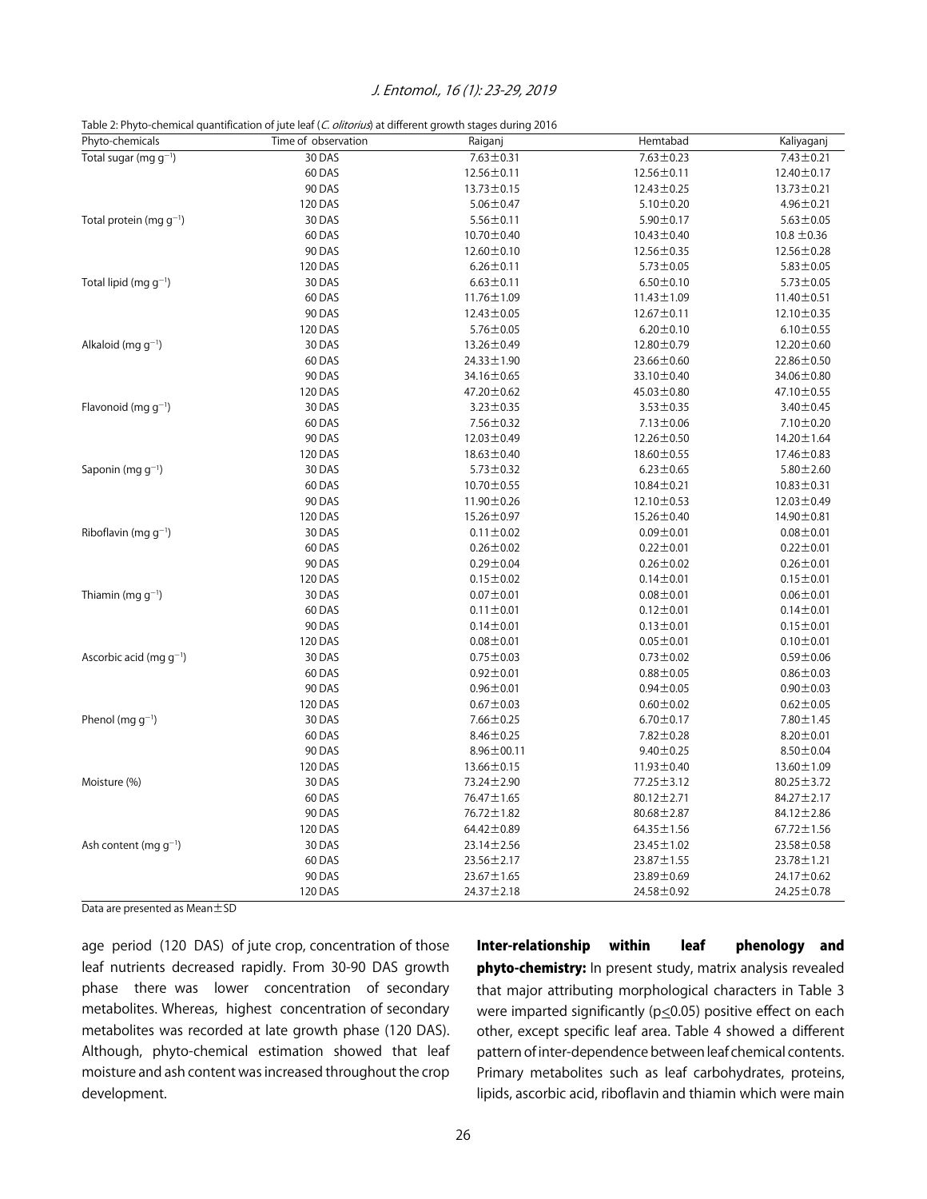Table 2: Phyto-chemical quantification of jute leaf (*C. olitorius*) at different growth stages during 2016

| Phyto-chemicals | Time of observation | Raiganj | Hemtabad | Kaliyaganj |
|---|---|---|---|---|
| Total sugar (mg $g^{-1}$) | 30 DAS | 7.63±0.31 | 7.63±0.23 | 7.43±0.21 |
| | 60 DAS | 12.56±0.11 | 12.56±0.11 | 12.40±0.17 |
| | 90 DAS | 13.73±0.15 | 12.43±0.25 | 13.73±0.21 |
| | 120 DAS | 5.06±0.47 | 5.10±0.20 | 4.96±0.21 |
| Total protein (mg $g^{-1}$) | 30 DAS | 5.56±0.11 | 5.90±0.17 | 5.63±0.05 |
| | 60 DAS | 10.70±0.40 | 10.43±0.40 | 10.8 ±0.36 |
| | 90 DAS | 12.60±0.10 | 12.56±0.35 | 12.56±0.28 |
| | 120 DAS | 6.26±0.11 | 5.73±0.05 | 5.83±0.05 |
| Total lipid (mg $g^{-1}$) | 30 DAS | 6.63±0.11 | 6.50±0.10 | 5.73±0.05 |
| | 60 DAS | 11.76±1.09 | 11.43±1.09 | 11.40±0.51 |
| | 90 DAS | 12.43±0.05 | 12.67±0.11 | 12.10±0.35 |
| | 120 DAS | 5.76±0.05 | 6.20±0.10 | 6.10±0.55 |
| Alkaloid (mg $g^{-1}$) | 30 DAS | 13.26±0.49 | 12.80±0.79 | 12.20±0.60 |
| | 60 DAS | 24.33±1.90 | 23.66±0.60 | 22.86±0.50 |
| | 90 DAS | 34.16±0.65 | 33.10±0.40 | 34.06±0.80 |
| | 120 DAS | 47.20±0.62 | 45.03±0.80 | 47.10±0.55 |
| Flavonoid (mg $g^{-1}$) | 30 DAS | 3.23±0.35 | 3.53±0.35 | 3.40±0.45 |
| | 60 DAS | 7.56±0.32 | 7.13±0.06 | 7.10±0.20 |
| | 90 DAS | 12.03±0.49 | 12.26±0.50 | 14.20±1.64 |
| | 120 DAS | 18.63±0.40 | 18.60±0.55 | 17.46±0.83 |
| Saponin (mg $g^{-1}$) | 30 DAS | 5.73±0.32 | 6.23±0.65 | 5.80±2.60 |
| | 60 DAS | 10.70±0.55 | 10.84±0.21 | 10.83±0.31 |
| | 90 DAS | 11.90±0.26 | 12.10±0.53 | 12.03±0.49 |
| | 120 DAS | 15.26±0.97 | 15.26±0.40 | 14.90±0.81 |
| Riboflavin (mg $g^{-1}$) | 30 DAS | 0.11±0.02 | 0.09±0.01 | 0.08±0.01 |
| | 60 DAS | 0.26±0.02 | 0.22±0.01 | 0.22±0.01 |
| | 90 DAS | 0.29±0.04 | 0.26±0.02 | 0.26±0.01 |
| | 120 DAS | 0.15±0.02 | 0.14±0.01 | 0.15±0.01 |
| Thiamin (mg $g^{-1}$) | 30 DAS | 0.07±0.01 | 0.08±0.01 | 0.06±0.01 |
| | 60 DAS | 0.11±0.01 | 0.12±0.01 | 0.14±0.01 |
| | 90 DAS | 0.14±0.01 | 0.13±0.01 | 0.15±0.01 |
| | 120 DAS | 0.08±0.01 | 0.05±0.01 | 0.10±0.01 |
| Ascorbic acid (mg $g^{-1}$) | 30 DAS | 0.75±0.03 | 0.73±0.02 | 0.59±0.06 |
| | 60 DAS | 0.92±0.01 | 0.88±0.05 | 0.86±0.03 |
| | 90 DAS | 0.96±0.01 | 0.94±0.05 | 0.90±0.03 |
| | 120 DAS | 0.67±0.03 | 0.60±0.02 | 0.62±0.05 |
| Phenol (mg $g^{-1}$) | 30 DAS | 7.66±0.25 | 6.70±0.17 | 7.80±1.45 |
| | 60 DAS | 8.46±0.25 | 7.82±0.28 | 8.20±0.01 |
| | 90 DAS | 8.96±00.11 | 9.40±0.25 | 8.50±0.04 |
| | 120 DAS | 13.66±0.15 | 11.93±0.40 | 13.60±1.09 |
| Moisture (%) | 30 DAS | 73.24±2.90 | 77.25±3.12 | 80.25±3.72 |
| | 60 DAS | 76.47±1.65 | 80.12±2.71 | 84.27±2.17 |
| | 90 DAS | 76.72±1.82 | 80.68±2.87 | 84.12±2.86 |
| | 120 DAS | 64.42±0.89 | 64.35±1.56 | 67.72±1.56 |
| Ash content (mg $g^{-1}$) | 30 DAS | 23.14±2.56 | 23.45±1.02 | 23.58±0.58 |
| | 60 DAS | 23.56±2.17 | 23.87±1.55 | 23.78±1.21 |
| | 90 DAS | 23.67±1.65 | 23.89±0.69 | 24.17±0.62 |
| | 120 DAS | 24.37±2.18 | 24.58±0.92 | 24.25±0.78 |

Data are presented as Mean±SD

age period (120 DAS) of jute crop, concentration of those leaf nutrients decreased rapidly. From 30-90 DAS growth phase there was lower concentration of secondary metabolites. Whereas, highest concentration of secondary metabolites was recorded at late growth phase (120 DAS). Although, phyto-chemical estimation showed that leaf moisture and ash content was increased throughout the crop development.

**Inter-relationship within leaf phenology and phyto-chemistry:** In present study, matrix analysis revealed that major attributing morphological characters in Table 3 were imparted significantly ($p \leq 0.05$) positive effect on each other, except specific leaf area. Table 4 showed a different pattern of inter-dependence between leaf chemical contents. Primary metabolites such as leaf carbohydrates, proteins, lipids, ascorbic acid, riboflavin and thiamin which were main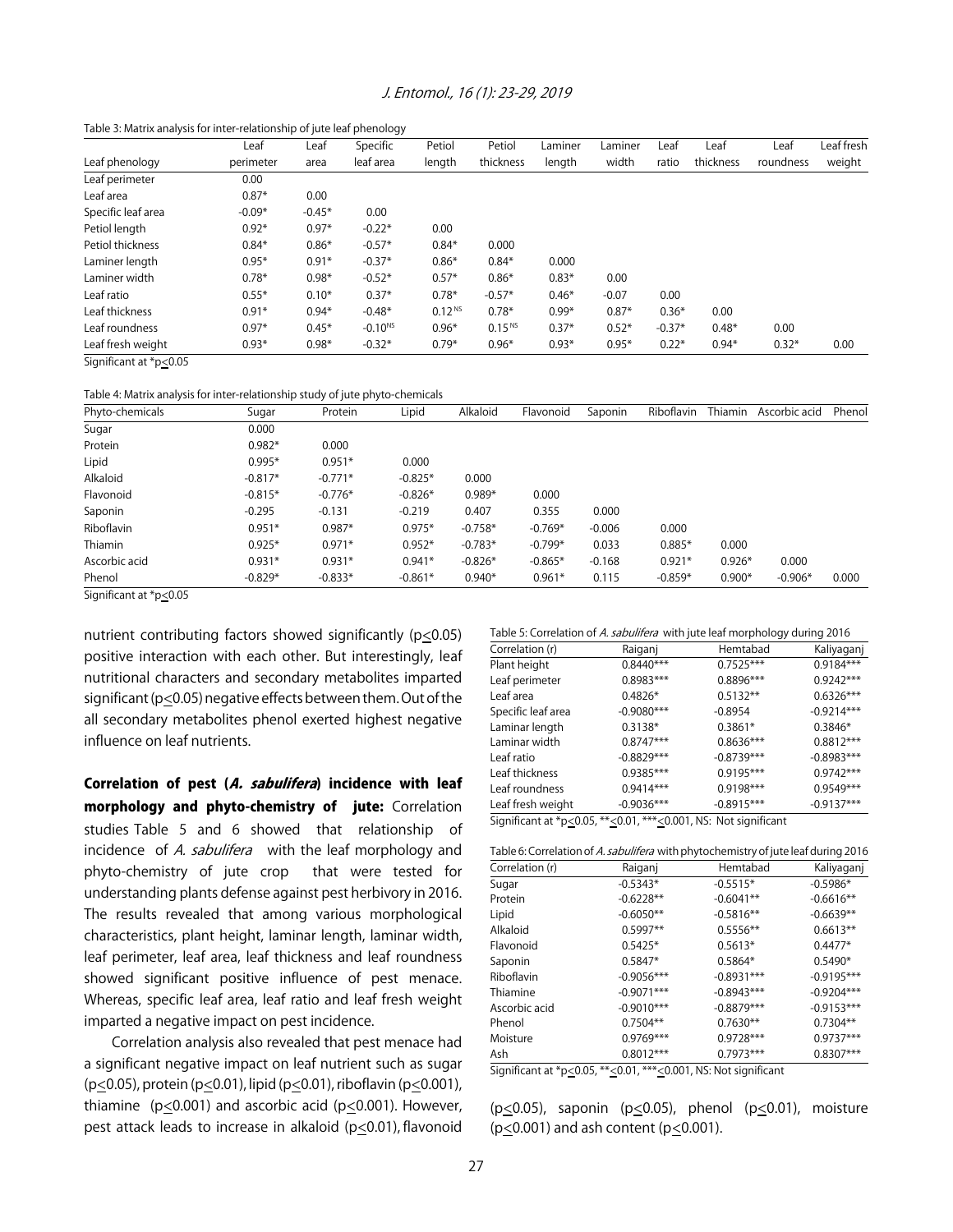Table 3: Matrix analysis for inter-relationship of jute leaf phenology

| Leaf phenology | Leaf perimeter | Leaf area | Specific leaf area | Petiol length | Petiol thickness | Laminer length | Laminer width | Leaf ratio | Leaf thickness | Leaf roundness | Leaf fresh weight |
|---|---|---|---|---|---|---|---|---|---|---|---|
| Leaf perimeter | 0.00 | | | | | | | | | | |
| Leaf area | 0.87* | 0.00 | | | | | | | | | |
| Specific leaf area | -0.09* | -0.45* | 0.00 | | | | | | | | |
| Petiol length | 0.92* | 0.97* | -0.22* | 0.00 | | | | | | | |
| Petiol thickness | 0.84* | 0.86* | -0.57* | 0.84* | 0.000 | | | | | | |
| Laminer length | 0.95* | 0.91* | -0.37* | 0.86* | 0.84* | 0.000 | | | | | |
| Laminer width | 0.78* | 0.98* | -0.52* | 0.57* | 0.86* | 0.83* | 0.00 | | | | |
| Leaf ratio | 0.55* | 0.10* | 0.37* | 0.78* | -0.57* | 0.46* | -0.07 | 0.00 | | | |
| Leaf thickness | 0.91* | 0.94* | -0.48* | 0.12$^{NS}$ | 0.78* | 0.99* | 0.87* | 0.36* | 0.00 | | |
| Leaf roundness | 0.97* | 0.45* | -0.10$^{NS}$ | 0.96* | 0.15$^{NS}$ | 0.37* | 0.52* | -0.37* | 0.48* | 0.00 | |
| Leaf fresh weight | 0.93* | 0.98* | -0.32* | 0.79* | 0.96* | 0.93* | 0.95* | 0.22* | 0.94* | 0.32* | 0.00 |

Significant at *$p \leq 0.05$

Table 4: Matrix analysis for inter-relationship study of jute phyto-chemicals

| Phyto-chemicals | Sugar | Protein | Lipid | Alkaloid | Flavonoid | Saponin | Riboflavin | Thiamin | Ascorbic acid | Phenol |
|---|---|---|---|---|---|---|---|---|---|---|
| Sugar | 0.000 | | | | | | | | | |
| Protein | 0.982* | 0.000 | | | | | | | | |
| Lipid | 0.995* | 0.951* | 0.000 | | | | | | | |
| Alkaloid | -0.817* | -0.771* | -0.825* | 0.000 | | | | | | |
| Flavonoid | -0.815* | -0.776* | -0.826* | 0.989* | 0.000 | | | | | |
| Saponin | -0.295 | -0.131 | -0.219 | 0.407 | 0.355 | 0.000 | | | | |
| Riboflavin | 0.951* | 0.987* | 0.975* | -0.758* | -0.769* | -0.006 | 0.000 | | | |
| Thiamin | 0.925* | 0.971* | 0.952* | -0.783* | -0.799* | 0.033 | 0.885* | 0.000 | | |
| Ascorbic acid | 0.931* | 0.931* | 0.941* | -0.826* | -0.865* | -0.168 | 0.921* | 0.926* | 0.000 | |
| Phenol | -0.829* | -0.833* | -0.861* | 0.940* | 0.961* | 0.115 | -0.859* | 0.900* | -0.906* | 0.000 |

Significant at *$p \leq 0.05$

nutrient contributing factors showed significantly ($p \leq 0.05$) positive interaction with each other. But interestingly, leaf nutritional characters and secondary metabolites imparted significant ($p \leq 0.05$) negative effects between them. Out of the all secondary metabolites phenol exerted highest negative influence on leaf nutrients.

**Correlation of pest (*A. sabulifera*) incidence with leaf morphology and phyto-chemistry of jute:** Correlation studies Table 5 and 6 showed that relationship of incidence of *A. sabulifera* with the leaf morphology and phyto-chemistry of jute crop that were tested for understanding plants defense against pest herbivory in 2016. The results revealed that among various morphological characteristics, plant height, laminar length, laminar width, leaf perimeter, leaf area, leaf thickness and leaf roundness showed significant positive influence of pest menace. Whereas, specific leaf area, leaf ratio and leaf fresh weight imparted a negative impact on pest incidence.

Correlation analysis also revealed that pest menace had a significant negative impact on leaf nutrient such as sugar ($p \leq 0.05$), protein ($p \leq 0.01$), lipid ($p \leq 0.01$), riboflavin ($p \leq 0.001$), thiamine ($p \leq 0.001$) and ascorbic acid ($p \leq 0.001$). However, pest attack leads to increase in alkaloid ($p \leq 0.01$), flavonoid ($p \leq 0.05$), saponin ($p \leq 0.05$), phenol ($p \leq 0.01$), moisture ($p \leq 0.001$) and ash content ($p \leq 0.001$).

Table 5: Correlation of *A. sabulifera* with jute leaf morphology during 2016

| Correlation (r) | Raiganj | Hemtabad | Kaliyaganj |
|---|---|---|---|
| Plant height | 0.8440*** | 0.7525*** | 0.9184*** |
| Leaf perimeter | 0.8983*** | 0.8896*** | 0.9242*** |
| Leaf area | 0.4826* | 0.5132** | 0.6326*** |
| Specific leaf area | -0.9080*** | -0.8954 | -0.9214*** |
| Laminar length | 0.3138* | 0.3861* | 0.3846* |
| Laminar width | 0.8747*** | 0.8636*** | 0.8812*** |
| Leaf ratio | -0.8829*** | -0.8739*** | -0.8983*** |
| Leaf thickness | 0.9385*** | 0.9195*** | 0.9742*** |
| Leaf roundness | 0.9414*** | 0.9198*** | 0.9549*** |
| Leaf fresh weight | -0.9036*** | -0.8915*** | -0.9137*** |

Significant at *$p \leq 0.05$, **$\leq 0.01$, ***$\leq 0.001$, NS: Not significant

Table 6: Correlation of *A. sabulifera* with phytochemistry of jute leaf during 2016

| Correlation (r) | Raiganj | Hemtabad | Kaliyaganj |
|---|---|---|---|
| Sugar | -0.5343* | -0.5515* | -0.5986* |
| Protein | -0.6228** | -0.6041** | -0.6616** |
| Lipid | -0.6050** | -0.5816** | -0.6639** |
| Alkaloid | 0.5997** | 0.5556** | 0.6613** |
| Flavonoid | 0.5425* | 0.5613* | 0.4477* |
| Saponin | 0.5847* | 0.5864* | 0.5490* |
| Riboflavin | -0.9056*** | -0.8931*** | -0.9195*** |
| Thiamine | -0.9071*** | -0.8943*** | -0.9204*** |
| Ascorbic acid | -0.9010*** | -0.8879*** | -0.9153*** |
| Phenol | 0.7504** | 0.7630** | 0.7304** |
| Moisture | 0.9769*** | 0.9728*** | 0.9737*** |
| Ash | 0.8012*** | 0.7973*** | 0.8307*** |

Significant at *$p \leq 0.05$, **$\leq 0.01$, ***$\leq 0.001$, NS: Not significant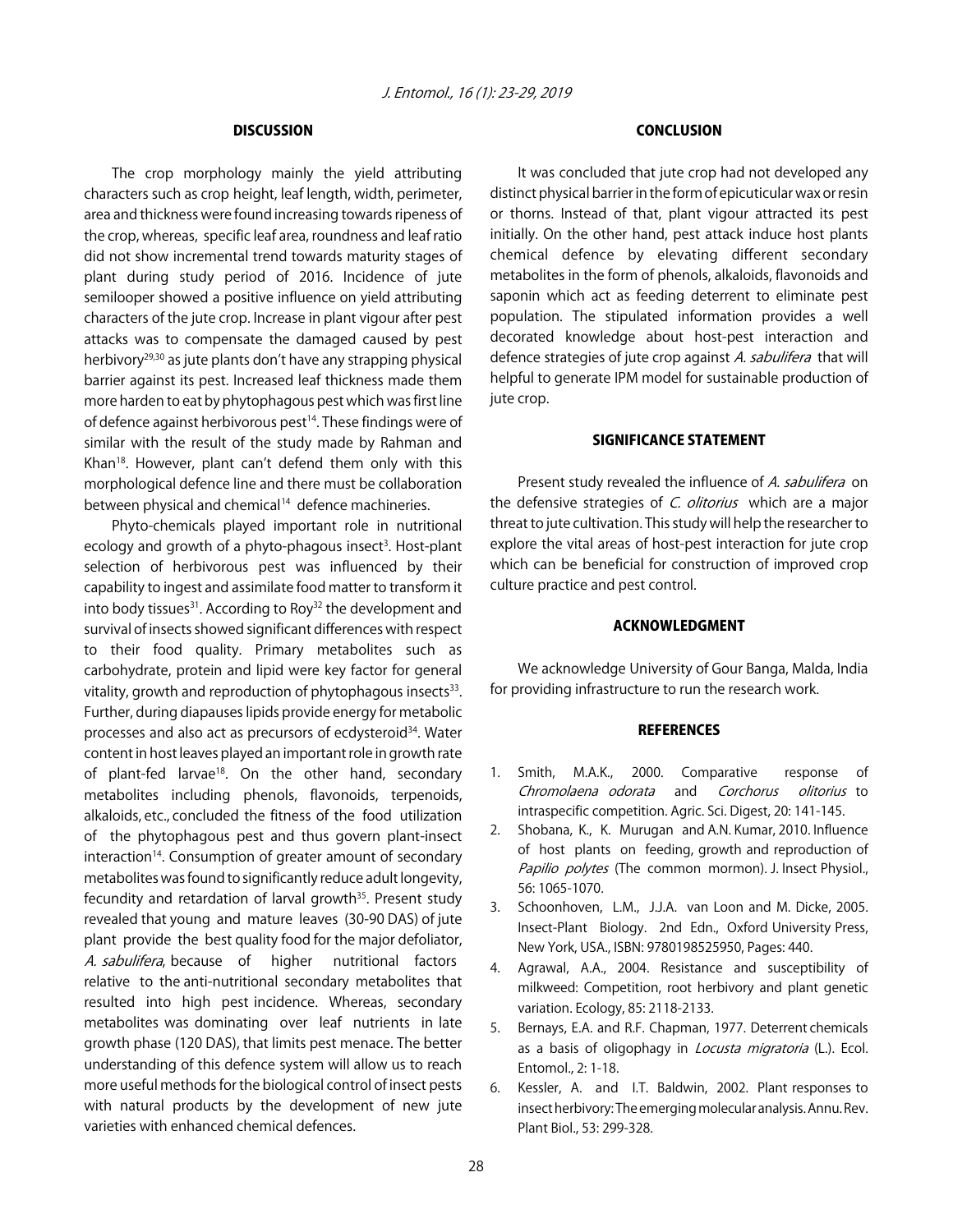## DISCUSSION

The crop morphology mainly the yield attributing characters such as crop height, leaf length, width, perimeter, area and thickness were found increasing towards ripeness of the crop, whereas, specific leaf area, roundness and leaf ratio did not show incremental trend towards maturity stages of plant during study period of 2016. Incidence of jute semilooper showed a positive influence on yield attributing characters of the jute crop. Increase in plant vigour after pest attacks was to compensate the damaged caused by pest herbivory[29,30] as jute plants don't have any strapping physical barrier against its pest. Increased leaf thickness made them more harden to eat by phytophagous pest which was first line of defence against herbivorous pest[14]. These findings were of similar with the result of the study made by Rahman and Khan[18]. However, plant can't defend them only with this morphological defence line and there must be collaboration between physical and chemical[14] defence machineries.

Phyto-chemicals played important role in nutritional ecology and growth of a phyto-phagous insect[3]. Host-plant selection of herbivorous pest was influenced by their capability to ingest and assimilate food matter to transform it into body tissues[31]. According to Roy[32] the development and survival of insects showed significant differences with respect to their food quality. Primary metabolites such as carbohydrate, protein and lipid were key factor for general vitality, growth and reproduction of phytophagous insects[33]. Further, during diapauses lipids provide energy for metabolic processes and also act as precursors of ecdysteroid[34]. Water content in host leaves played an important role in growth rate of plant-fed larvae[18]. On the other hand, secondary metabolites including phenols, flavonoids, terpenoids, alkaloids, etc., concluded the fitness of the food utilization of the phytophagous pest and thus govern plant-insect interaction[14]. Consumption of greater amount of secondary metabolites was found to significantly reduce adult longevity, fecundity and retardation of larval growth[35]. Present study revealed that young and mature leaves (30-90 DAS) of jute plant provide the best quality food for the major defoliator, *A. sabulifera*, because of higher nutritional factors relative to the anti-nutritional secondary metabolites that resulted into high pest incidence. Whereas, secondary metabolites was dominating over leaf nutrients in late growth phase (120 DAS), that limits pest menace. The better understanding of this defence system will allow us to reach more useful methods for the biological control of insect pests with natural products by the development of new jute varieties with enhanced chemical defences.

## CONCLUSION

It was concluded that jute crop had not developed any distinct physical barrier in the form of epicuticular wax or resin or thorns. Instead of that, plant vigour attracted its pest initially. On the other hand, pest attack induce host plants chemical defence by elevating different secondary metabolites in the form of phenols, alkaloids, flavonoids and saponin which act as feeding deterrent to eliminate pest population. The stipulated information provides a well decorated knowledge about host-pest interaction and defence strategies of jute crop against *A. sabulifera* that will helpful to generate IPM model for sustainable production of jute crop.

## SIGNIFICANCE STATEMENT

Present study revealed the influence of *A. sabulifera* on the defensive strategies of *C. olitorius* which are a major threat to jute cultivation. This study will help the researcher to explore the vital areas of host-pest interaction for jute crop which can be beneficial for construction of improved crop culture practice and pest control.

## ACKNOWLEDGMENT

We acknowledge University of Gour Banga, Malda, India for providing infrastructure to run the research work.

## REFERENCES

1. Smith, M.A.K., 2000. Comparative response of *Chromolaena odorata* and *Corchorus olitorius* to intraspecific competition. Agric. Sci. Digest, 20: 141-145.
2. Shobana, K., K. Murugan and A.N. Kumar, 2010. Influence of host plants on feeding, growth and reproduction of *Papilio polytes* (The common mormon). J. Insect Physiol., 56: 1065-1070.
3. Schoonhoven, L.M., J.J.A. van Loon and M. Dicke, 2005. Insect-Plant Biology. 2nd Edn., Oxford University Press, New York, USA., ISBN: 9780198525950, Pages: 440.
4. Agrawal, A.A., 2004. Resistance and susceptibility of milkweed: Competition, root herbivory and plant genetic variation. Ecology, 85: 2118-2133.
5. Bernays, E.A. and R.F. Chapman, 1977. Deterrent chemicals as a basis of oligophagy in *Locusta migratoria* (L.). Ecol. Entomol., 2: 1-18.
6. Kessler, A. and I.T. Baldwin, 2002. Plant responses to insect herbivory: The emerging molecular analysis. Annu. Rev. Plant Biol., 53: 299-328.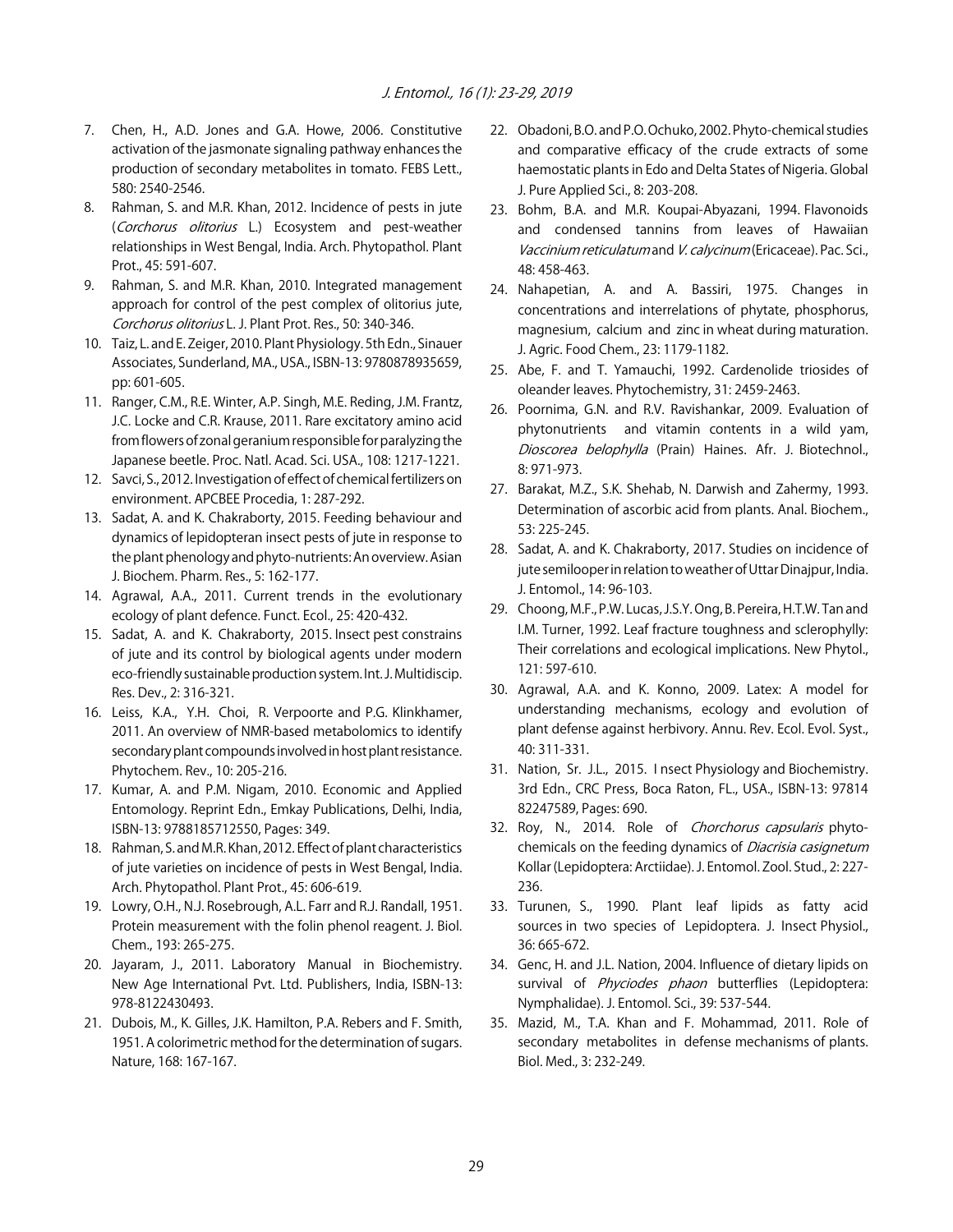7. Chen, H., A.D. Jones and G.A. Howe, 2006. Constitutive activation of the jasmonate signaling pathway enhances the production of secondary metabolites in tomato. FEBS Lett., 580: 2540-2546.
8. Rahman, S. and M.R. Khan, 2012. Incidence of pests in jute (*Corchorus olitorius* L.) Ecosystem and pest-weather relationships in West Bengal, India. Arch. Phytopathol. Plant Prot., 45: 591-607.
9. Rahman, S. and M.R. Khan, 2010. Integrated management approach for control of the pest complex of olitorius jute, *Corchorus olitorius* L. J. Plant Prot. Res., 50: 340-346.
10. Taiz, L. and E. Zeiger, 2010. Plant Physiology. 5th Edn., Sinauer Associates, Sunderland, MA., USA., ISBN-13: 9780878935659, pp: 601-605.
11. Ranger, C.M., R.E. Winter, A.P. Singh, M.E. Reding, J.M. Frantz, J.C. Locke and C.R. Krause, 2011. Rare excitatory amino acid from flowers of zonal geranium responsible for paralyzing the Japanese beetle. Proc. Natl. Acad. Sci. USA., 108: 1217-1221.
12. Savci, S., 2012. Investigation of effect of chemical fertilizers on environment. APCBEE Procedia, 1: 287-292.
13. Sadat, A. and K. Chakraborty, 2015. Feeding behaviour and dynamics of lepidopteran insect pests of jute in response to the plant phenology and phyto-nutrients: An overview. Asian J. Biochem. Pharm. Res., 5: 162-177.
14. Agrawal, A.A., 2011. Current trends in the evolutionary ecology of plant defence. Funct. Ecol., 25: 420-432.
15. Sadat, A. and K. Chakraborty, 2015. Insect pest constrains of jute and its control by biological agents under modern eco-friendly sustainable production system. Int. J. Multidiscip. Res. Dev., 2: 316-321.
16. Leiss, K.A., Y.H. Choi, R. Verpoorte and P.G. Klinkhamer, 2011. An overview of NMR-based metabolomics to identify secondary plant compounds involved in host plant resistance. Phytochem. Rev., 10: 205-216.
17. Kumar, A. and P.M. Nigam, 2010. Economic and Applied Entomology. Reprint Edn., Emkay Publications, Delhi, India, ISBN-13: 9788185712550, Pages: 349.
18. Rahman, S. and M.R. Khan, 2012. Effect of plant characteristics of jute varieties on incidence of pests in West Bengal, India. Arch. Phytopathol. Plant Prot., 45: 606-619.
19. Lowry, O.H., N.J. Rosebrough, A.L. Farr and R.J. Randall, 1951. Protein measurement with the folin phenol reagent. J. Biol. Chem., 193: 265-275.
20. Jayaram, J., 2011. Laboratory Manual in Biochemistry. New Age International Pvt. Ltd. Publishers, India, ISBN-13: 978-8122430493.
21. Dubois, M., K. Gilles, J.K. Hamilton, P.A. Rebers and F. Smith, 1951. A colorimetric method for the determination of sugars. Nature, 168: 167-167.
22. Obadoni, B.O. and P.O. Ochuko, 2002. Phyto-chemical studies and comparative efficacy of the crude extracts of some haemostatic plants in Edo and Delta States of Nigeria. Global J. Pure Applied Sci., 8: 203-208.
23. Bohm, B.A. and M.R. Koupai-Abyazani, 1994. Flavonoids and condensed tannins from leaves of Hawaiian *Vaccinium reticulatum* and *V. calycinum* (Ericaceae). Pac. Sci., 48: 458-463.
24. Nahapetian, A. and A. Bassiri, 1975. Changes in concentrations and interrelations of phytate, phosphorus, magnesium, calcium and zinc in wheat during maturation. J. Agric. Food Chem., 23: 1179-1182.
25. Abe, F. and T. Yamauchi, 1992. Cardenolide triosides of oleander leaves. Phytochemistry, 31: 2459-2463.
26. Poornima, G.N. and R.V. Ravishankar, 2009. Evaluation of phytonutrients and vitamin contents in a wild yam, *Dioscorea belophylla* (Prain) Haines. Afr. J. Biotechnol., 8: 971-973.
27. Barakat, M.Z., S.K. Shehab, N. Darwish and Zahermy, 1993. Determination of ascorbic acid from plants. Anal. Biochem., 53: 225-245.
28. Sadat, A. and K. Chakraborty, 2017. Studies on incidence of jute semilooper in relation to weather of Uttar Dinajpur, India. J. Entomol., 14: 96-103.
29. Choong, M.F., P.W. Lucas, J.S.Y. Ong, B. Pereira, H.T.W. Tan and I.M. Turner, 1992. Leaf fracture toughness and sclerophylly: Their correlations and ecological implications. New Phytol., 121: 597-610.
30. Agrawal, A.A. and K. Konno, 2009. Latex: A model for understanding mechanisms, ecology and evolution of plant defense against herbivory. Annu. Rev. Ecol. Evol. Syst., 40: 311-331.
31. Nation, Sr. J.L., 2015. Insect Physiology and Biochemistry. 3rd Edn., CRC Press, Boca Raton, FL., USA., ISBN-13: 9781482247589, Pages: 690.
32. Roy, N., 2014. Role of *Chorchorus capsularis* phytochemicals on the feeding dynamics of *Diacrisia casignetum* Kollar (Lepidoptera: Arctiidae). J. Entomol. Zool. Stud., 2: 227-236.
33. Turunen, S., 1990. Plant leaf lipids as fatty acid sources in two species of Lepidoptera. J. Insect Physiol., 36: 665-672.
34. Genc, H. and J.L. Nation, 2004. Influence of dietary lipids on survival of *Phyciodes phaon* butterflies (Lepidoptera: Nymphalidae). J. Entomol. Sci., 39: 537-544.
35. Mazid, M., T.A. Khan and F. Mohammad, 2011. Role of secondary metabolites in defense mechanisms of plants. Biol. Med., 3: 232-249.